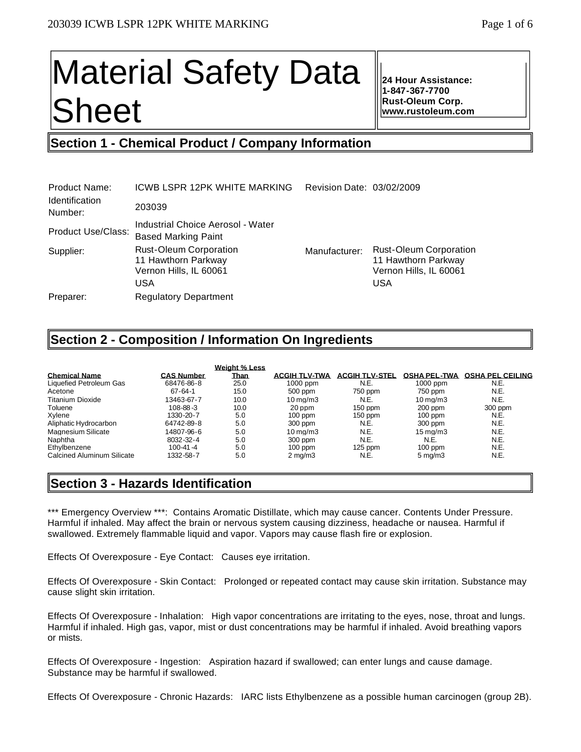# Material Safety Data Sheet

**24 Hour Assistance:**
**1-847-367-7700**
**Rust-Oleum Corp.**
**www.rustoleum.com**

## Section 1 - Chemical Product / Company Information

| | | | |
|---|---|---|---|
| Product Name: | ICWB LSPR 12PK WHITE MARKING | Revision Date: | 03/02/2009 |
| Identification Number: | 203039 | | |
| Product Use/Class: | Industrial Choice Aerosol - Water Based Marking Paint | | |
| Supplier: | Rust-Oleum Corporation<br>11 Hawthorn Parkway<br>Vernon Hills, IL 60061<br>USA | Manufacturer: | Rust-Oleum Corporation<br>11 Hawthorn Parkway<br>Vernon Hills, IL 60061<br>USA |
| Preparer: | Regulatory Department | | |

## Section 2 - Composition / Information On Ingredients

| Chemical Name | CAS Number | Weight % Less Than | ACGIH TLV-TWA | ACGIH TLV-STEL | OSHA PEL-TWA | OSHA PEL CEILING |
|---|---|---|---|---|---|---|
| Liquefied Petroleum Gas | 68476-86-8 | 25.0 | 1000 ppm | N.E. | 1000 ppm | N.E. |
| Acetone | 67-64-1 | 15.0 | 500 ppm | 750 ppm | 750 ppm | N.E. |
| Titanium Dioxide | 13463-67-7 | 10.0 | 10 mg/m3 | N.E. | 10 mg/m3 | N.E. |
| Toluene | 108-88-3 | 10.0 | 20 ppm | 150 ppm | 200 ppm | 300 ppm |
| Xylene | 1330-20-7 | 5.0 | 100 ppm | 150 ppm | 100 ppm | N.E. |
| Aliphatic Hydrocarbon | 64742-89-8 | 5.0 | 300 ppm | N.E. | 300 ppm | N.E. |
| Magnesium Silicate | 14807-96-6 | 5.0 | 10 mg/m3 | N.E. | 15 mg/m3 | N.E. |
| Naphtha | 8032-32-4 | 5.0 | 300 ppm | N.E. | N.E. | N.E. |
| Ethylbenzene | 100-41-4 | 5.0 | 100 ppm | 125 ppm | 100 ppm | N.E. |
| Calcined Aluminum Silicate | 1332-58-7 | 5.0 | 2 mg/m3 | N.E. | 5 mg/m3 | N.E. |

## Section 3 - Hazards Identification

*** Emergency Overview ***: Contains Aromatic Distillate, which may cause cancer. Contents Under Pressure. Harmful if inhaled. May affect the brain or nervous system causing dizziness, headache or nausea. Harmful if swallowed. Extremely flammable liquid and vapor. Vapors may cause flash fire or explosion.

Effects Of Overexposure - Eye Contact: Causes eye irritation.

Effects Of Overexposure - Skin Contact: Prolonged or repeated contact may cause skin irritation. Substance may cause slight skin irritation.

Effects Of Overexposure - Inhalation: High vapor concentrations are irritating to the eyes, nose, throat and lungs. Harmful if inhaled. High gas, vapor, mist or dust concentrations may be harmful if inhaled. Avoid breathing vapors or mists.

Effects Of Overexposure - Ingestion: Aspiration hazard if swallowed; can enter lungs and cause damage. Substance may be harmful if swallowed.

Effects Of Overexposure - Chronic Hazards: IARC lists Ethylbenzene as a possible human carcinogen (group 2B).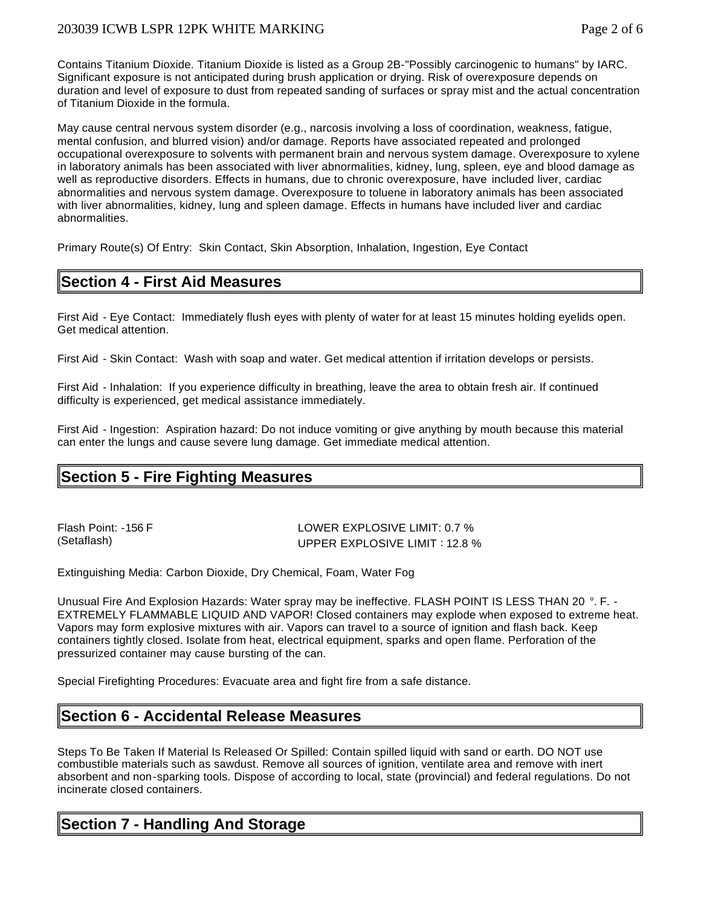Contains Titanium Dioxide. Titanium Dioxide is listed as a Group 2B-"Possibly carcinogenic to humans" by IARC. Significant exposure is not anticipated during brush application or drying. Risk of overexposure depends on duration and level of exposure to dust from repeated sanding of surfaces or spray mist and the actual concentration of Titanium Dioxide in the formula.

May cause central nervous system disorder (e.g., narcosis involving a loss of coordination, weakness, fatigue, mental confusion, and blurred vision) and/or damage. Reports have associated repeated and prolonged occupational overexposure to solvents with permanent brain and nervous system damage. Overexposure to xylene in laboratory animals has been associated with liver abnormalities, kidney, lung, spleen, eye and blood damage as well as reproductive disorders. Effects in humans, due to chronic overexposure, have included liver, cardiac abnormalities and nervous system damage. Overexposure to toluene in laboratory animals has been associated with liver abnormalities, kidney, lung and spleen damage. Effects in humans have included liver and cardiac abnormalities.

Primary Route(s) Of Entry: Skin Contact, Skin Absorption, Inhalation, Ingestion, Eye Contact

## Section 4 - First Aid Measures

First Aid - Eye Contact: Immediately flush eyes with plenty of water for at least 15 minutes holding eyelids open. Get medical attention.

First Aid - Skin Contact: Wash with soap and water. Get medical attention if irritation develops or persists.

First Aid - Inhalation: If you experience difficulty in breathing, leave the area to obtain fresh air. If continued difficulty is experienced, get medical assistance immediately.

First Aid - Ingestion: Aspiration hazard: Do not induce vomiting or give anything by mouth because this material can enter the lungs and cause severe lung damage. Get immediate medical attention.

## Section 5 - Fire Fighting Measures

Flash Point: -156 F (Setaflash)

LOWER EXPLOSIVE LIMIT: 0.7 %
UPPER EXPLOSIVE LIMIT : 12.8 %

Extinguishing Media: Carbon Dioxide, Dry Chemical, Foam, Water Fog

Unusual Fire And Explosion Hazards: Water spray may be ineffective. FLASH POINT IS LESS THAN 20 °. F. - EXTREMELY FLAMMABLE LIQUID AND VAPOR! Closed containers may explode when exposed to extreme heat. Vapors may form explosive mixtures with air. Vapors can travel to a source of ignition and flash back. Keep containers tightly closed. Isolate from heat, electrical equipment, sparks and open flame. Perforation of the pressurized container may cause bursting of the can.

Special Firefighting Procedures: Evacuate area and fight fire from a safe distance.

## Section 6 - Accidental Release Measures

Steps To Be Taken If Material Is Released Or Spilled: Contain spilled liquid with sand or earth. DO NOT use combustible materials such as sawdust. Remove all sources of ignition, ventilate area and remove with inert absorbent and non-sparking tools. Dispose of according to local, state (provincial) and federal regulations. Do not incinerate closed containers.

## Section 7 - Handling And Storage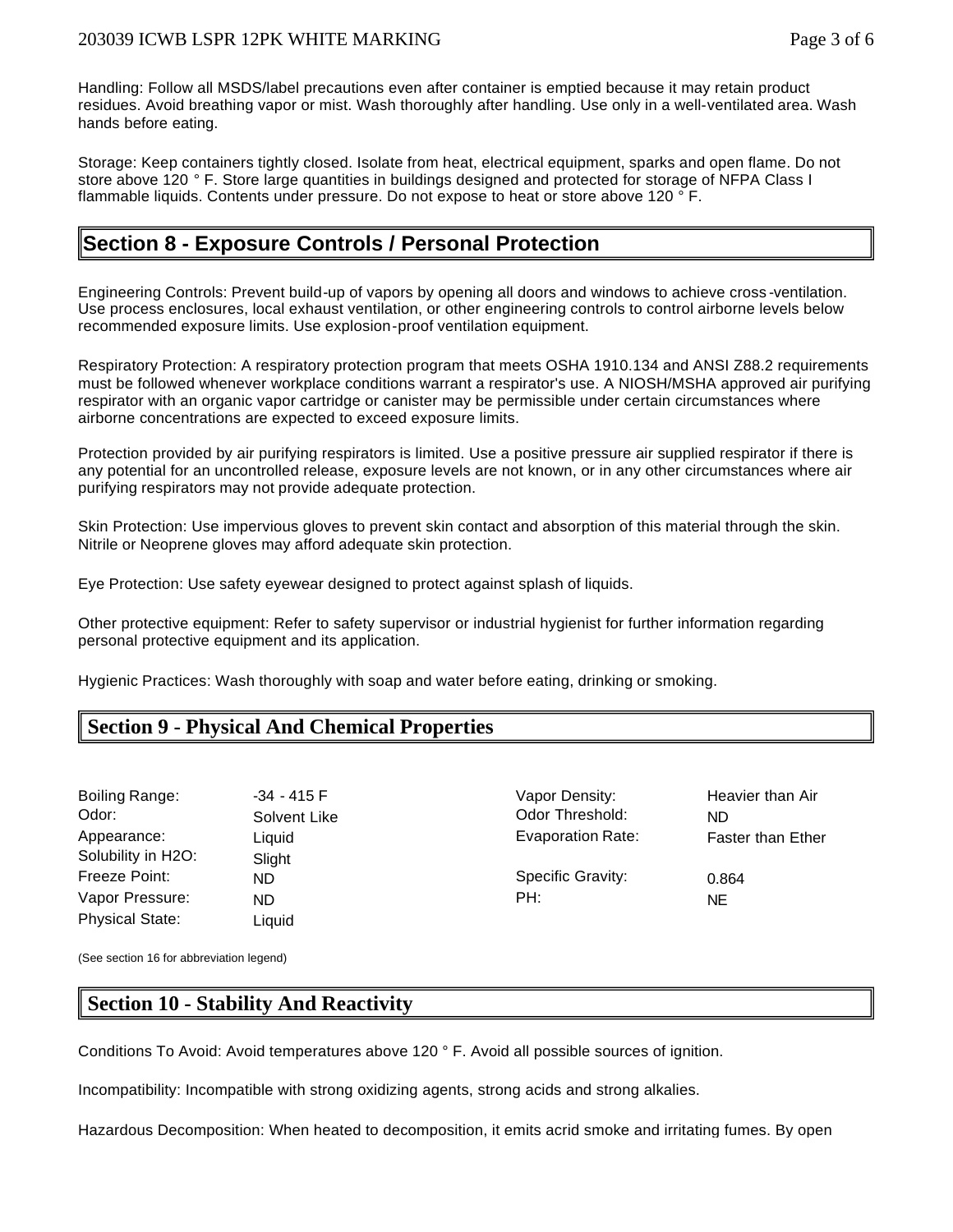Handling: Follow all MSDS/label precautions even after container is emptied because it may retain product residues. Avoid breathing vapor or mist. Wash thoroughly after handling. Use only in a well-ventilated area. Wash hands before eating.

Storage: Keep containers tightly closed. Isolate from heat, electrical equipment, sparks and open flame. Do not store above 120 ° F. Store large quantities in buildings designed and protected for storage of NFPA Class I flammable liquids. Contents under pressure. Do not expose to heat or store above 120 ° F.

## Section 8 - Exposure Controls / Personal Protection

Engineering Controls: Prevent build-up of vapors by opening all doors and windows to achieve cross-ventilation. Use process enclosures, local exhaust ventilation, or other engineering controls to control airborne levels below recommended exposure limits. Use explosion-proof ventilation equipment.

Respiratory Protection: A respiratory protection program that meets OSHA 1910.134 and ANSI Z88.2 requirements must be followed whenever workplace conditions warrant a respirator's use. A NIOSH/MSHA approved air purifying respirator with an organic vapor cartridge or canister may be permissible under certain circumstances where airborne concentrations are expected to exceed exposure limits.

Protection provided by air purifying respirators is limited. Use a positive pressure air supplied respirator if there is any potential for an uncontrolled release, exposure levels are not known, or in any other circumstances where air purifying respirators may not provide adequate protection.

Skin Protection: Use impervious gloves to prevent skin contact and absorption of this material through the skin. Nitrile or Neoprene gloves may afford adequate skin protection.

Eye Protection: Use safety eyewear designed to protect against splash of liquids.

Other protective equipment: Refer to safety supervisor or industrial hygienist for further information regarding personal protective equipment and its application.

Hygienic Practices: Wash thoroughly with soap and water before eating, drinking or smoking.

## Section 9 - Physical And Chemical Properties

| | | | |
|---|---|---|---|
| Boiling Range: | -34 - 415 F | Vapor Density: | Heavier than Air |
| Odor: | Solvent Like | Odor Threshold: | ND |
| Appearance: | Liquid | Evaporation Rate: | Faster than Ether |
| Solubility in H2O: | Slight | | |
| Freeze Point: | ND | Specific Gravity: | 0.864 |
| Vapor Pressure: | ND | PH: | NE |
| Physical State: | Liquid | | |

(See section 16 for abbreviation legend)

## Section 10 - Stability And Reactivity

Conditions To Avoid: Avoid temperatures above 120 ° F. Avoid all possible sources of ignition.

Incompatibility: Incompatible with strong oxidizing agents, strong acids and strong alkalies.

Hazardous Decomposition: When heated to decomposition, it emits acrid smoke and irritating fumes. By open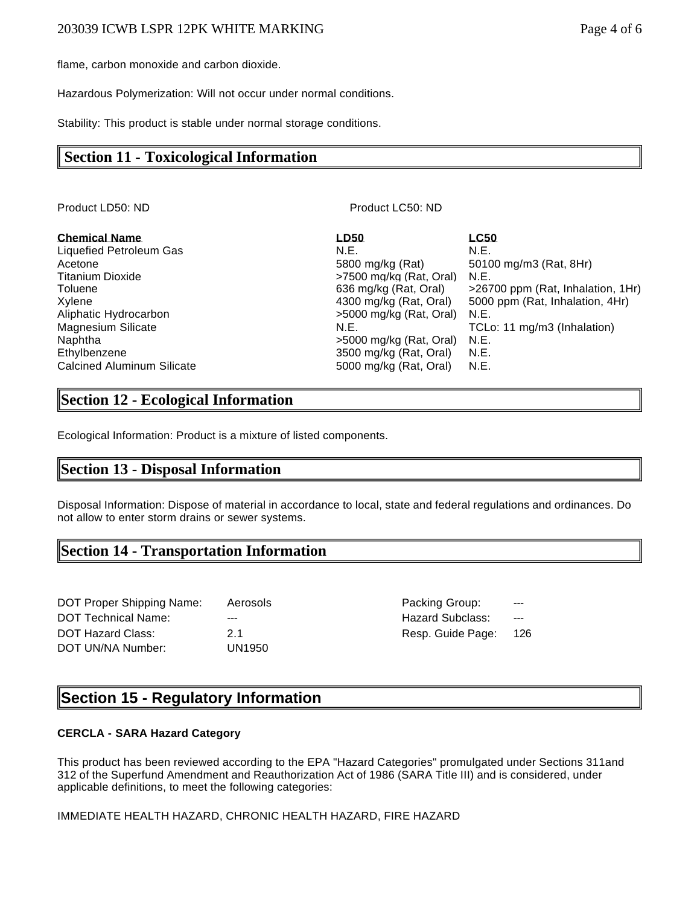flame, carbon monoxide and carbon dioxide.

Hazardous Polymerization: Will not occur under normal conditions.

Stability: This product is stable under normal storage conditions.

## Section 11 - Toxicological Information

Product LD50: ND

Product LC50: ND

| Chemical Name | LD50 | LC50 |
|---|---|---|
| Liquefied Petroleum Gas | N.E. | N.E. |
| Acetone | 5800 mg/kg (Rat) | 50100 mg/m3 (Rat, 8Hr) |
| Titanium Dioxide | >7500 mg/kg (Rat, Oral) | N.E. |
| Toluene | 636 mg/kg (Rat, Oral) | >26700 ppm (Rat, Inhalation, 1Hr) |
| Xylene | 4300 mg/kg (Rat, Oral) | 5000 ppm (Rat, Inhalation, 4Hr) |
| Aliphatic Hydrocarbon | >5000 mg/kg (Rat, Oral) | N.E. |
| Magnesium Silicate | N.E. | TCLo: 11 mg/m3 (Inhalation) |
| Naphtha | >5000 mg/kg (Rat, Oral) | N.E. |
| Ethylbenzene | 3500 mg/kg (Rat, Oral) | N.E. |
| Calcined Aluminum Silicate | 5000 mg/kg (Rat, Oral) | N.E. |

## Section 12 - Ecological Information

Ecological Information: Product is a mixture of listed components.

## Section 13 - Disposal Information

Disposal Information: Dispose of material in accordance to local, state and federal regulations and ordinances. Do not allow to enter storm drains or sewer systems.

## Section 14 - Transportation Information

| | | | |
|---|---|---|---|
| DOT Proper Shipping Name: | Aerosols | Packing Group: | --- |
| DOT Technical Name: | --- | Hazard Subclass: | --- |
| DOT Hazard Class: | 2.1 | Resp. Guide Page: | 126 |
| DOT UN/NA Number: | UN1950 | | |

## Section 15 - Regulatory Information

**CERCLA - SARA Hazard Category**

This product has been reviewed according to the EPA "Hazard Categories" promulgated under Sections 311and 312 of the Superfund Amendment and Reauthorization Act of 1986 (SARA Title III) and is considered, under applicable definitions, to meet the following categories:

IMMEDIATE HEALTH HAZARD, CHRONIC HEALTH HAZARD, FIRE HAZARD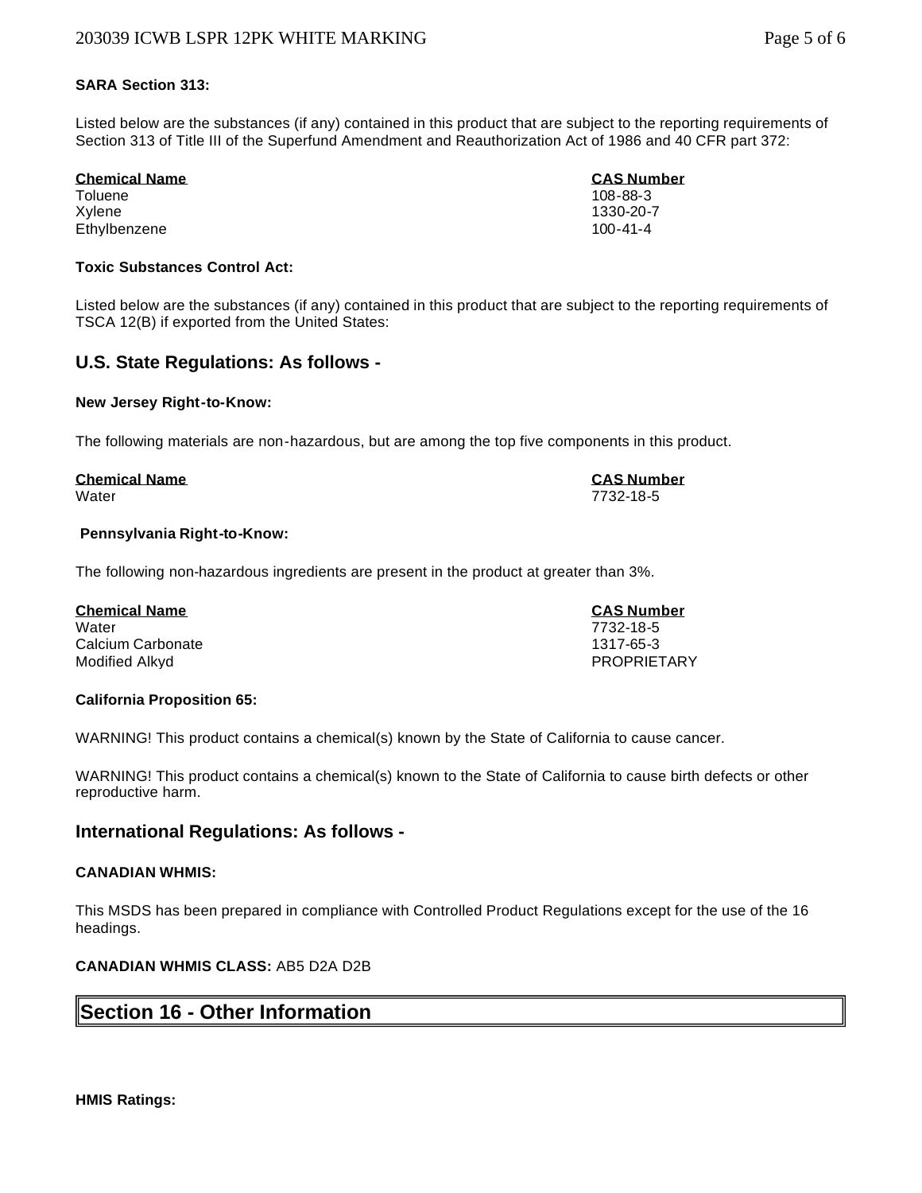**SARA Section 313:**

Listed below are the substances (if any) contained in this product that are subject to the reporting requirements of Section 313 of Title III of the Superfund Amendment and Reauthorization Act of 1986 and 40 CFR part 372:

| Chemical Name | CAS Number |
| --- | --- |
| Toluene | 108-88-3 |
| Xylene | 1330-20-7 |
| Ethylbenzene | 100-41-4 |

**Toxic Substances Control Act:**

Listed below are the substances (if any) contained in this product that are subject to the reporting requirements of TSCA 12(B) if exported from the United States:

## U.S. State Regulations: As follows -

**New Jersey Right-to-Know:**

The following materials are non-hazardous, but are among the top five components in this product.

| Chemical Name | CAS Number |
| --- | --- |
| Water | 7732-18-5 |

**Pennsylvania Right-to-Know:**

The following non-hazardous ingredients are present in the product at greater than 3%.

| Chemical Name | CAS Number |
| --- | --- |
| Water | 7732-18-5 |
| Calcium Carbonate | 1317-65-3 |
| Modified Alkyd | PROPRIETARY |

**California Proposition 65:**

WARNING! This product contains a chemical(s) known by the State of California to cause cancer.

WARNING! This product contains a chemical(s) known to the State of California to cause birth defects or other reproductive harm.

## International Regulations: As follows -

**CANADIAN WHMIS:**

This MSDS has been prepared in compliance with Controlled Product Regulations except for the use of the 16 headings.

**CANADIAN WHMIS CLASS:** AB5 D2A D2B

## Section 16 - Other Information

**HMIS Ratings:**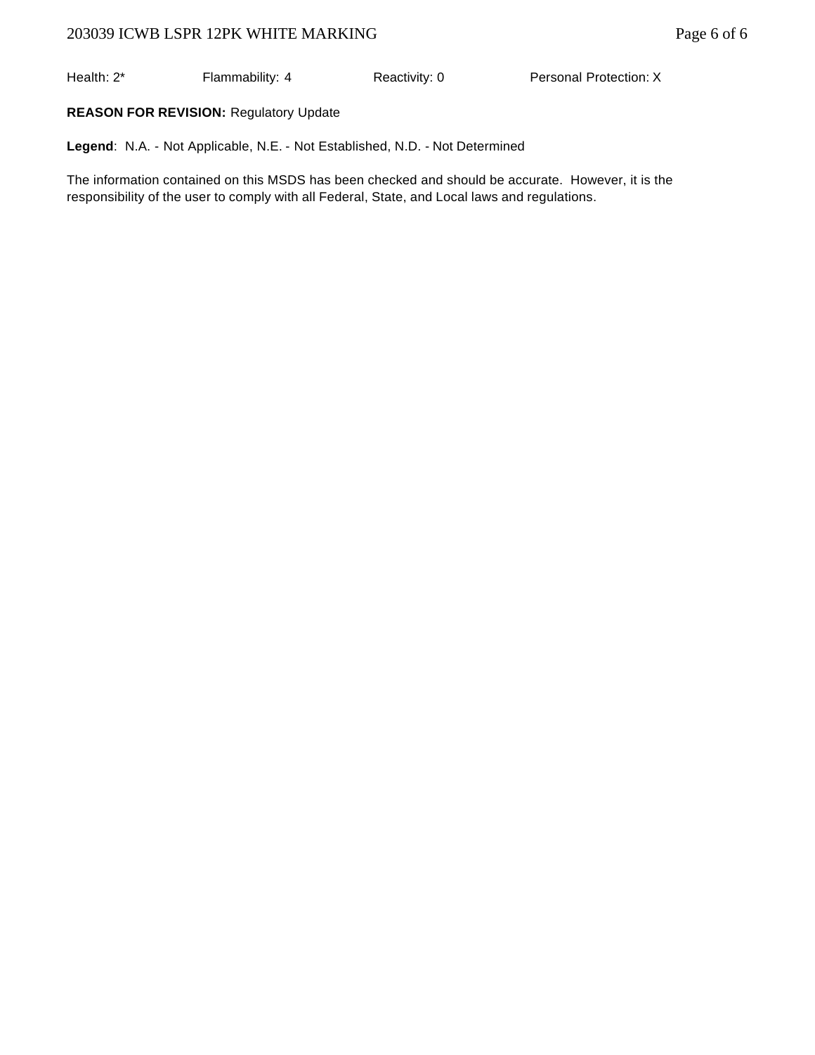Health: 2* Flammability: 4 Reactivity: 0 Personal Protection: X

**REASON FOR REVISION:** Regulatory Update

**Legend**: N.A. - Not Applicable, N.E. - Not Established, N.D. - Not Determined

The information contained on this MSDS has been checked and should be accurate. However, it is the responsibility of the user to comply with all Federal, State, and Local laws and regulations.